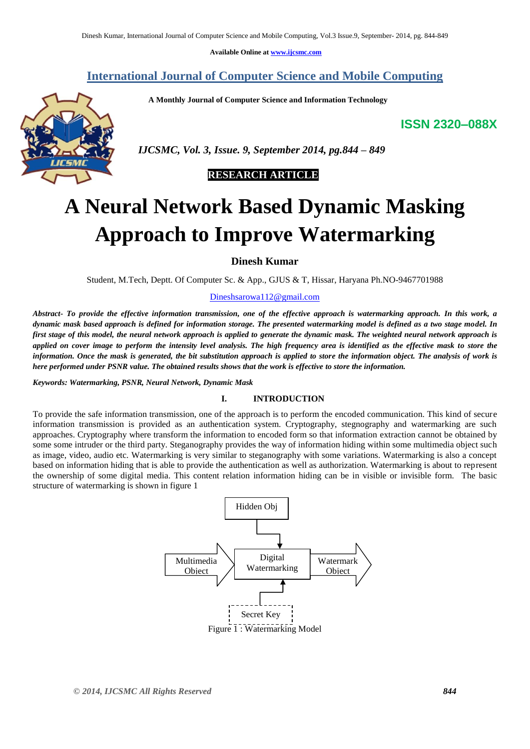Available Online at www.ijcsmc.com

# International Journal of Computer Science and Mobile Computing

**A Monthly Journal of Computer Science and Information Technology**

**ISSN 2320–088X**

*IJCSMC, Vol. 3, Issue. 9, September 2014, pg.844 – 849*

**RESEARCH ARTICLE**

# A Neural Network Based Dynamic Masking Approach to Improve Watermarking

**Dinesh Kumar**

Student, M.Tech, Deptt. Of Computer Sc. & App., GJUS & T, Hissar, Haryana Ph.NO-9467701988

Dineshsarowa112@gmail.com

***Abstract-** To provide the effective information transmission, one of the effective approach is watermarking approach. In this work, a dynamic mask based approach is defined for information storage. The presented watermarking model is defined as a two stage model. In first stage of this model, the neural network approach is applied to generate the dynamic mask. The weighted neural network approach is applied on cover image to perform the intensity level analysis. The high frequency area is identified as the effective mask to store the information. Once the mask is generated, the bit substitution approach is applied to store the information object. The analysis of work is here performed under PSNR value. The obtained results shows that the work is effective to store the information.*

***Keywords:** Watermarking, PSNR, Neural Network, Dynamic Mask*

## I. INTRODUCTION

To provide the safe information transmission, one of the approach is to perform the encoded communication. This kind of secure information transmission is provided as an authentication system. Cryptography, stegnography and watermarking are such approaches. Cryptography where transform the information to encoded form so that information extraction cannot be obtained by some some intruder or the third party. Steganography provides the way of information hiding within some multimedia object such as image, video, audio etc. Watermarking is very similar to steganography with some variations. Watermarking is also a concept based on information hiding that is able to provide the authentication as well as authorization. Watermarking is about to represent the ownership of some digital media. This content relation information hiding can be in visible or invisible form. The basic structure of watermarking is shown in figure 1

Hidden Obj → Digital Watermarking; Multimedia Object → Digital Watermarking → Watermark Object; Secret Key → Digital Watermarking

Figure 1 : Watermarking Model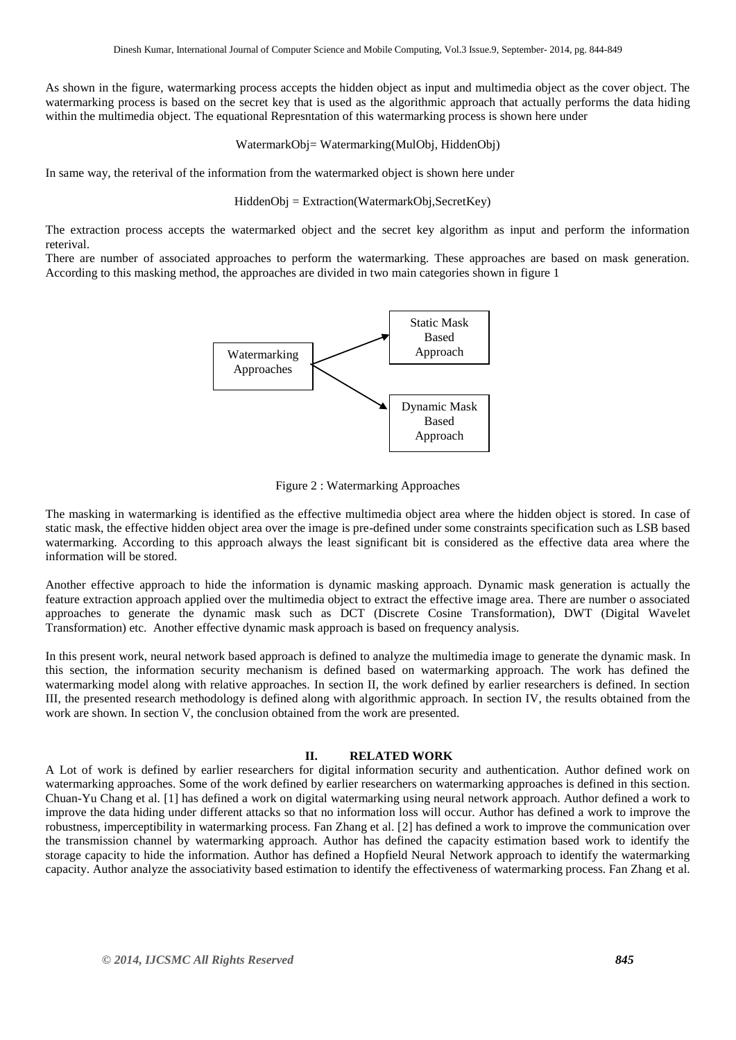As shown in the figure, watermarking process accepts the hidden object as input and multimedia object as the cover object. The watermarking process is based on the secret key that is used as the algorithmic approach that actually performs the data hiding within the multimedia object. The equational Represntation of this watermarking process is shown here under

WatermarkObj= Watermarking(MulObj, HiddenObj)

In same way, the reterival of the information from the watermarked object is shown here under

HiddenObj = Extraction(WatermarkObj,SecretKey)

The extraction process accepts the watermarked object and the secret key algorithm as input and perform the information reterival.

There are number of associated approaches to perform the watermarking. These approaches are based on mask generation. According to this masking method, the approaches are divided in two main categories shown in figure 1

Watermarking Approaches → Static Mask Based Approach

Watermarking Approaches → Dynamic Mask Based Approach

Figure 2 : Watermarking Approaches

The masking in watermarking is identified as the effective multimedia object area where the hidden object is stored. In case of static mask, the effective hidden object area over the image is pre-defined under some constraints specification such as LSB based watermarking. According to this approach always the least significant bit is considered as the effective data area where the information will be stored.

Another effective approach to hide the information is dynamic masking approach. Dynamic mask generation is actually the feature extraction approach applied over the multimedia object to extract the effective image area. There are number o associated approaches to generate the dynamic mask such as DCT (Discrete Cosine Transformation), DWT (Digital Wavelet Transformation) etc. Another effective dynamic mask approach is based on frequency analysis.

In this present work, neural network based approach is defined to analyze the multimedia image to generate the dynamic mask. In this section, the information security mechanism is defined based on watermarking approach. The work has defined the watermarking model along with relative approaches. In section II, the work defined by earlier researchers is defined. In section III, the presented research methodology is defined along with algorithmic approach. In section IV, the results obtained from the work are shown. In section V, the conclusion obtained from the work are presented.

## II. RELATED WORK

A Lot of work is defined by earlier researchers for digital information security and authentication. Author defined work on watermarking approaches. Some of the work defined by earlier researchers on watermarking approaches is defined in this section. Chuan-Yu Chang et al. [1] has defined a work on digital watermarking using neural network approach. Author defined a work to improve the data hiding under different attacks so that no information loss will occur. Author has defined a work to improve the robustness, imperceptibility in watermarking process. Fan Zhang et al. [2] has defined a work to improve the communication over the transmission channel by watermarking approach. Author has defined the capacity estimation based work to identify the storage capacity to hide the information. Author has defined a Hopfield Neural Network approach to identify the watermarking capacity. Author analyze the associativity based estimation to identify the effectiveness of watermarking process. Fan Zhang et al.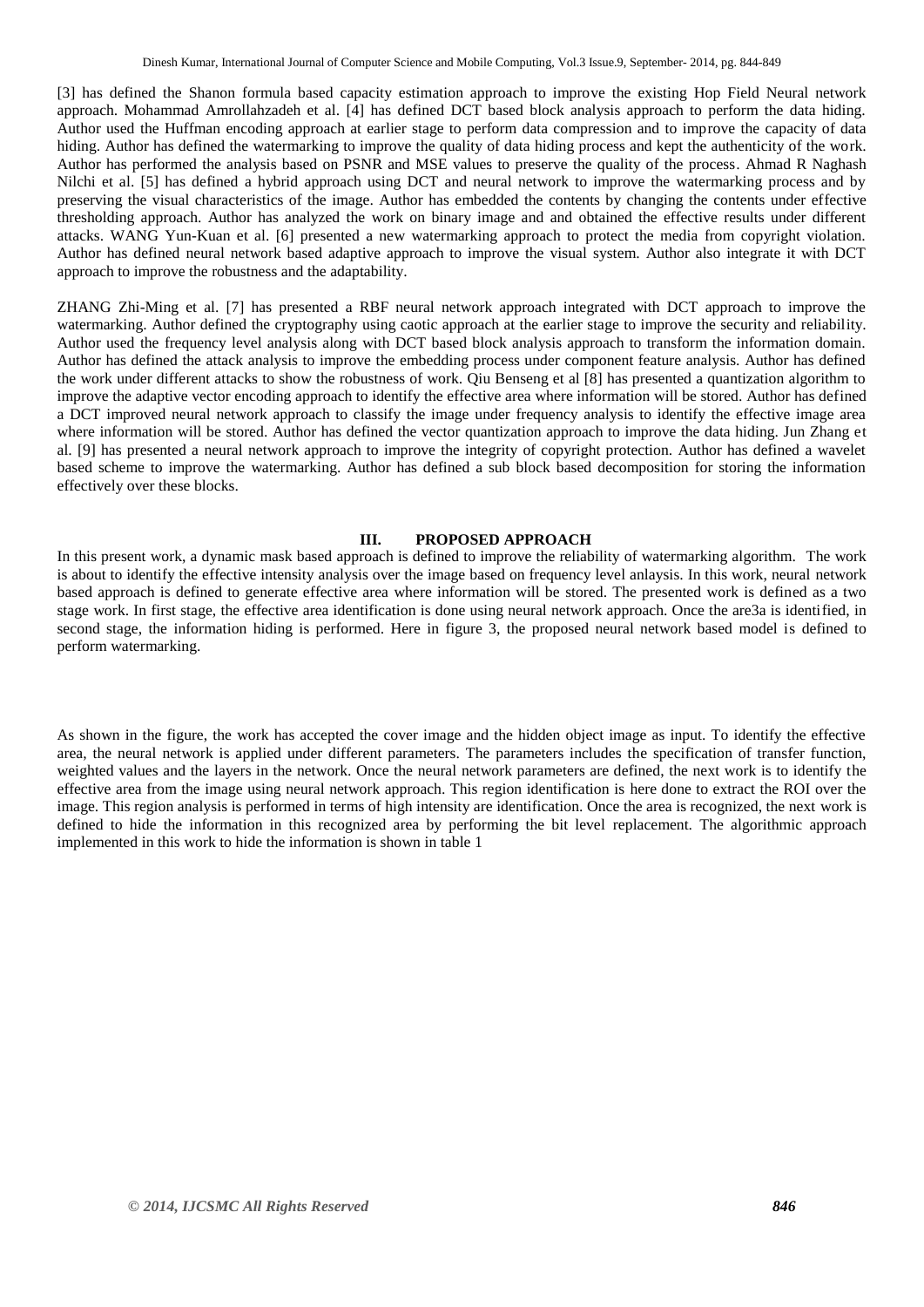[3] has defined the Shanon formula based capacity estimation approach to improve the existing Hop Field Neural network approach. Mohammad Amrollahzadeh et al. [4] has defined DCT based block analysis approach to perform the data hiding. Author used the Huffman encoding approach at earlier stage to perform data compression and to improve the capacity of data hiding. Author has defined the watermarking to improve the quality of data hiding process and kept the authenticity of the work. Author has performed the analysis based on PSNR and MSE values to preserve the quality of the process. Ahmad R Naghash Nilchi et al. [5] has defined a hybrid approach using DCT and neural network to improve the watermarking process and by preserving the visual characteristics of the image. Author has embedded the contents by changing the contents under effective thresholding approach. Author has analyzed the work on binary image and and obtained the effective results under different attacks. WANG Yun-Kuan et al. [6] presented a new watermarking approach to protect the media from copyright violation. Author has defined neural network based adaptive approach to improve the visual system. Author also integrate it with DCT approach to improve the robustness and the adaptability.

ZHANG Zhi-Ming et al. [7] has presented a RBF neural network approach integrated with DCT approach to improve the watermarking. Author defined the cryptography using caotic approach at the earlier stage to improve the security and reliability. Author used the frequency level analysis along with DCT based block analysis approach to transform the information domain. Author has defined the attack analysis to improve the embedding process under component feature analysis. Author has defined the work under different attacks to show the robustness of work. Qiu Benseng et al [8] has presented a quantization algorithm to improve the adaptive vector encoding approach to identify the effective area where information will be stored. Author has defined a DCT improved neural network approach to classify the image under frequency analysis to identify the effective image area where information will be stored. Author has defined the vector quantization approach to improve the data hiding. Jun Zhang et al. [9] has presented a neural network approach to improve the integrity of copyright protection. Author has defined a wavelet based scheme to improve the watermarking. Author has defined a sub block based decomposition for storing the information effectively over these blocks.

## III. PROPOSED APPROACH

In this present work, a dynamic mask based approach is defined to improve the reliability of watermarking algorithm. The work is about to identify the effective intensity analysis over the image based on frequency level anlaysis. In this work, neural network based approach is defined to generate effective area where information will be stored. The presented work is defined as a two stage work. In first stage, the effective area identification is done using neural network approach. Once the are3a is identified, in second stage, the information hiding is performed. Here in figure 3, the proposed neural network based model is defined to perform watermarking.

As shown in the figure, the work has accepted the cover image and the hidden object image as input. To identify the effective area, the neural network is applied under different parameters. The parameters includes the specification of transfer function, weighted values and the layers in the network. Once the neural network parameters are defined, the next work is to identify the effective area from the image using neural network approach. This region identification is here done to extract the ROI over the image. This region analysis is performed in terms of high intensity are identification. Once the area is recognized, the next work is defined to hide the information in this recognized area by performing the bit level replacement. The algorithmic approach implemented in this work to hide the information is shown in table 1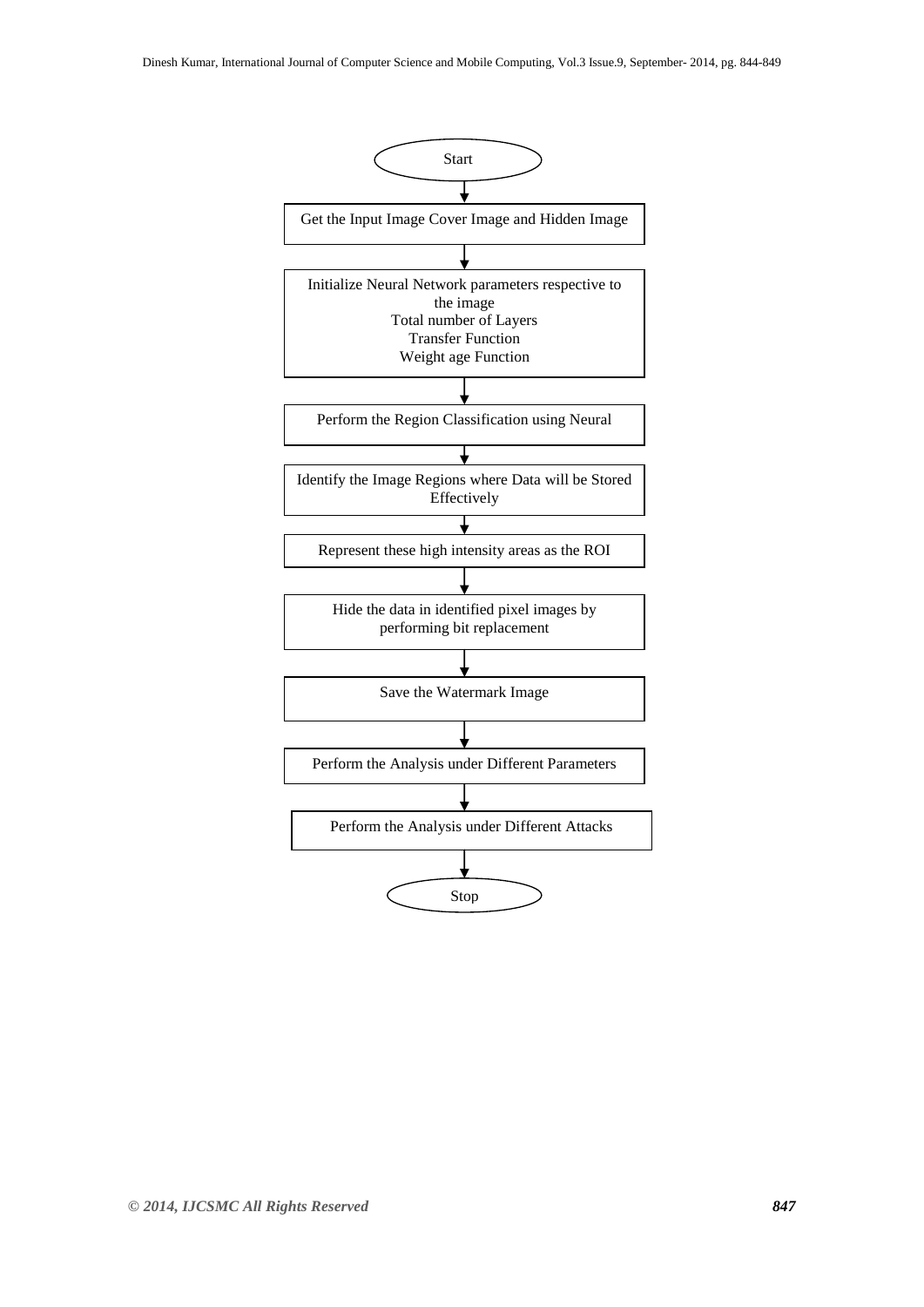Start

↓

Get the Input Image Cover Image and Hidden Image

↓

Initialize Neural Network parameters respective to the image
Total number of Layers
Transfer Function
Weight age Function

↓

Perform the Region Classification using Neural

↓

Identify the Image Regions where Data will be Stored Effectively

↓

Represent these high intensity areas as the ROI

↓

Hide the data in identified pixel images by performing bit replacement

↓

Save the Watermark Image

↓

Perform the Analysis under Different Parameters

↓

Perform the Analysis under Different Attacks

↓

Stop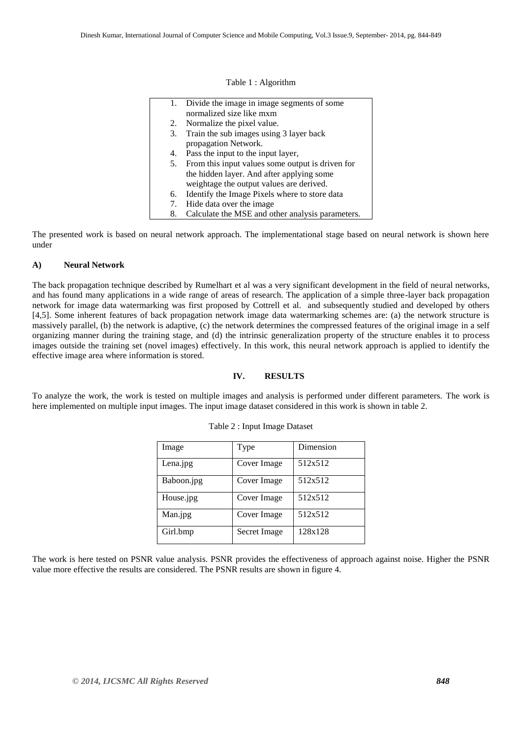Table 1 : Algorithm

1. Divide the image in image segments of some normalized size like mxm
2. Normalize the pixel value.
3. Train the sub images using 3 layer back propagation Network.
4. Pass the input to the input layer,
5. From this input values some output is driven for the hidden layer. And after applying some weightage the output values are derived.
6. Identify the Image Pixels where to store data
7. Hide data over the image
8. Calculate the MSE and other analysis parameters.

The presented work is based on neural network approach. The implementational stage based on neural network is shown here under

### A) Neural Network

The back propagation technique described by Rumelhart et al was a very significant development in the field of neural networks, and has found many applications in a wide range of areas of research. The application of a simple three-layer back propagation network for image data watermarking was first proposed by Cottrell et al. and subsequently studied and developed by others [4,5]. Some inherent features of back propagation network image data watermarking schemes are: (a) the network structure is massively parallel, (b) the network is adaptive, (c) the network determines the compressed features of the original image in a self organizing manner during the training stage, and (d) the intrinsic generalization property of the structure enables it to process images outside the training set (novel images) effectively. In this work, this neural network approach is applied to identify the effective image area where information is stored.

## IV. RESULTS

To analyze the work, the work is tested on multiple images and analysis is performed under different parameters. The work is here implemented on multiple input images. The input image dataset considered in this work is shown in table 2.

Table 2 : Input Image Dataset

| Image | Type | Dimension |
|---|---|---|
| Lena.jpg | Cover Image | 512x512 |
| Baboon.jpg | Cover Image | 512x512 |
| House.jpg | Cover Image | 512x512 |
| Man.jpg | Cover Image | 512x512 |
| Girl.bmp | Secret Image | 128x128 |

The work is here tested on PSNR value analysis. PSNR provides the effectiveness of approach against noise. Higher the PSNR value more effective the results are considered. The PSNR results are shown in figure 4.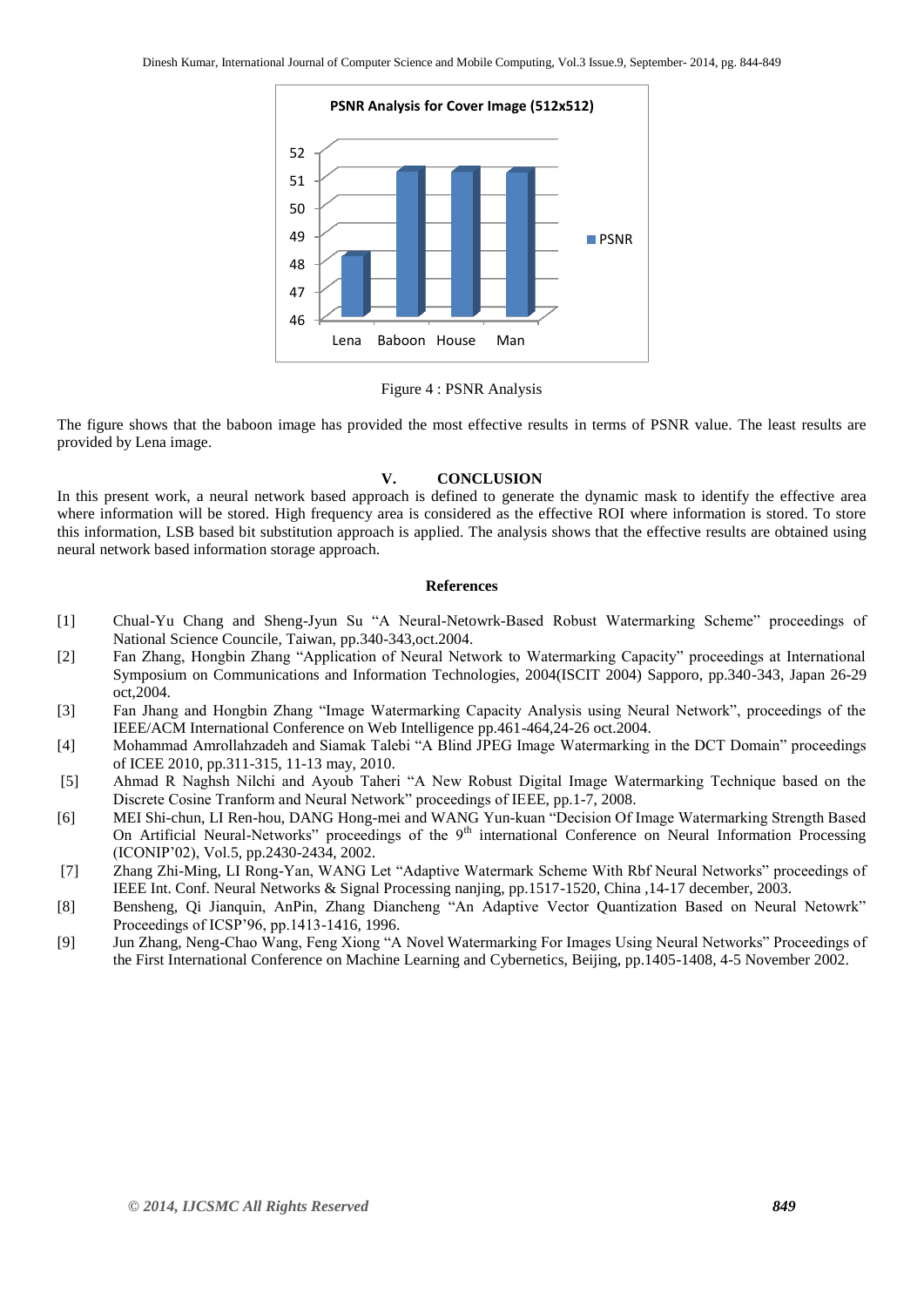PSNR Analysis for Cover Image (512x512)

52
51
50
49
48
47
46

Lena Baboon House Man

PSNR

Figure 4 : PSNR Analysis

The figure shows that the baboon image has provided the most effective results in terms of PSNR value. The least results are provided by Lena image.

## V. CONCLUSION

In this present work, a neural network based approach is defined to generate the dynamic mask to identify the effective area where information will be stored. High frequency area is considered as the effective ROI where information is stored. To store this information, LSB based bit substitution approach is applied. The analysis shows that the effective results are obtained using neural network based information storage approach.

## References

[1] Chual-Yu Chang and Sheng-Jyun Su "A Neural-Netowrk-Based Robust Watermarking Scheme" proceedings of National Science Councile, Taiwan, pp.340-343,oct.2004.

[2] Fan Zhang, Hongbin Zhang "Application of Neural Network to Watermarking Capacity" proceedings at International Symposium on Communications and Information Technologies, 2004(ISCIT 2004) Sapporo, pp.340-343, Japan 26-29 oct,2004.

[3] Fan Jhang and Hongbin Zhang "Image Watermarking Capacity Analysis using Neural Network", proceedings of the IEEE/ACM International Conference on Web Intelligence pp.461-464,24-26 oct.2004.

[4] Mohammad Amrollahzadeh and Siamak Talebi "A Blind JPEG Image Watermarking in the DCT Domain" proceedings of ICEE 2010, pp.311-315, 11-13 may, 2010.

[5] Ahmad R Naghsh Nilchi and Ayoub Taheri "A New Robust Digital Image Watermarking Technique based on the Discrete Cosine Tranform and Neural Network" proceedings of IEEE, pp.1-7, 2008.

[6] MEI Shi-chun, LI Ren-hou, DANG Hong-mei and WANG Yun-kuan "Decision Of Image Watermarking Strength Based On Artificial Neural-Networks" proceedings of the 9th international Conference on Neural Information Processing (ICONIP'02), Vol.5, pp.2430-2434, 2002.

[7] Zhang Zhi-Ming, LI Rong-Yan, WANG Let "Adaptive Watermark Scheme With Rbf Neural Networks" proceedings of IEEE Int. Conf. Neural Networks & Signal Processing nanjing, pp.1517-1520, China ,14-17 december, 2003.

[8] Bensheng, Qi Jianquin, AnPin, Zhang Diancheng "An Adaptive Vector Quantization Based on Neural Netowrk" Proceedings of ICSP'96, pp.1413-1416, 1996.

[9] Jun Zhang, Neng-Chao Wang, Feng Xiong "A Novel Watermarking For Images Using Neural Networks" Proceedings of the First International Conference on Machine Learning and Cybernetics, Beijing, pp.1405-1408, 4-5 November 2002.